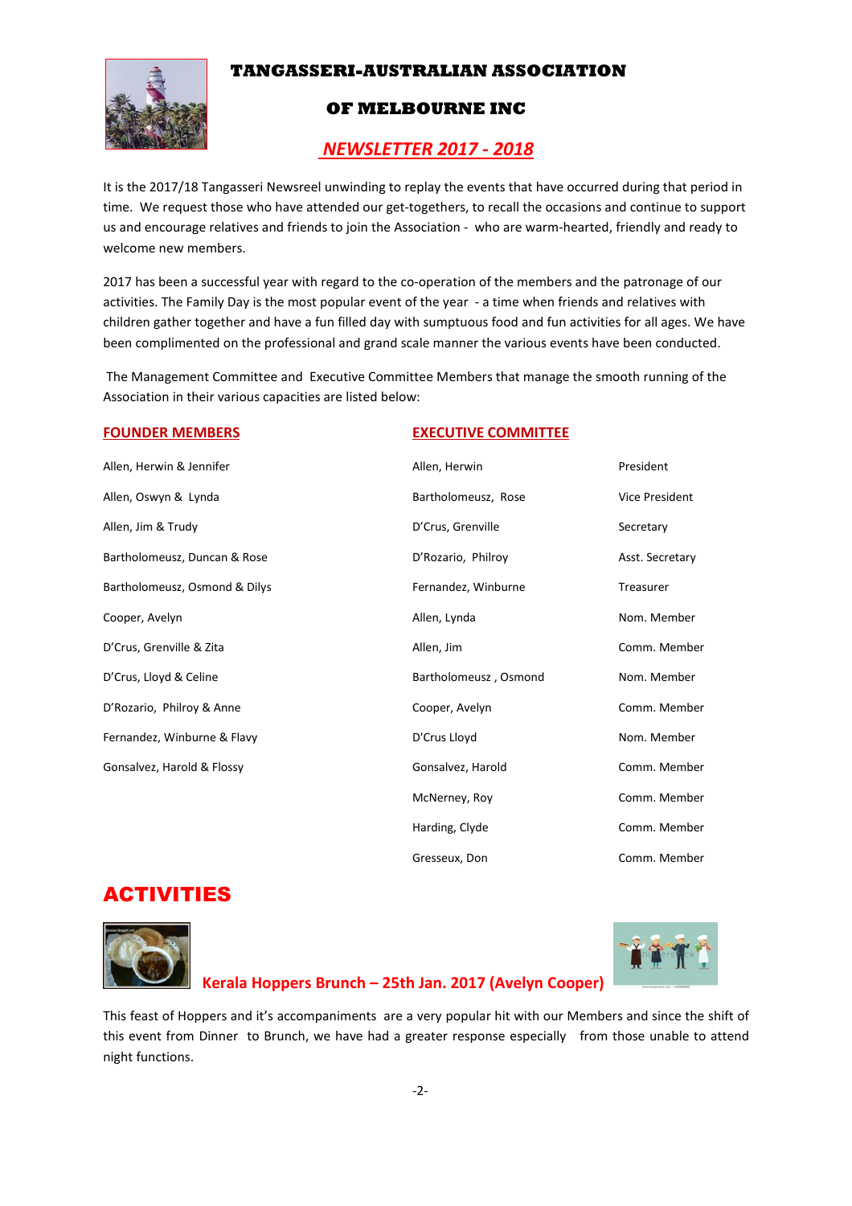# TANGASSERI-AUSTRALIAN ASSOCIATION

## OF MELBOURNE INC

## *NEWSLETTER 2017 - 2018*

It is the 2017/18 Tangasseri Newsreel unwinding to replay the events that have occurred during that period in time. We request those who have attended our get-togethers, to recall the occasions and continue to support us and encourage relatives and friends to join the Association - who are warm-hearted, friendly and ready to welcome new members.

2017 has been a successful year with regard to the co-operation of the members and the patronage of our activities. The Family Day is the most popular event of the year - a time when friends and relatives with children gather together and have a fun filled day with sumptuous food and fun activities for all ages. We have been complimented on the professional and grand scale manner the various events have been conducted.

The Management Committee and Executive Committee Members that manage the smooth running of the Association in their various capacities are listed below:

### FOUNDER MEMBERS

- Allen, Herwin & Jennifer
- Allen, Oswyn & Lynda
- Allen, Jim & Trudy
- Bartholomeusz, Duncan & Rose
- Bartholomeusz, Osmond & Dilys
- Cooper, Avelyn
- D'Crus, Grenville & Zita
- D'Crus, Lloyd & Celine
- D'Rozario, Philroy & Anne
- Fernandez, Winburne & Flavy
- Gonsalvez, Harold & Flossy

### EXECUTIVE COMMITTEE

| Name | Position |
|---|---|
| Allen, Herwin | President |
| Bartholomeusz, Rose | Vice President |
| D'Crus, Grenville | Secretary |
| D'Rozario, Philroy | Asst. Secretary |
| Fernandez, Winburne | Treasurer |
| Allen, Lynda | Nom. Member |
| Allen, Jim | Comm. Member |
| Bartholomeusz , Osmond | Nom. Member |
| Cooper, Avelyn | Comm. Member |
| D'Crus Lloyd | Nom. Member |
| Gonsalvez, Harold | Comm. Member |
| McNerney, Roy | Comm. Member |
| Harding, Clyde | Comm. Member |
| Gresseux, Don | Comm. Member |

# ACTIVITIES

### Kerala Hoppers Brunch – 25th Jan. 2017 (Avelyn Cooper)

This feast of Hoppers and it's accompaniments are a very popular hit with our Members and since the shift of this event from Dinner to Brunch, we have had a greater response especially from those unable to attend night functions.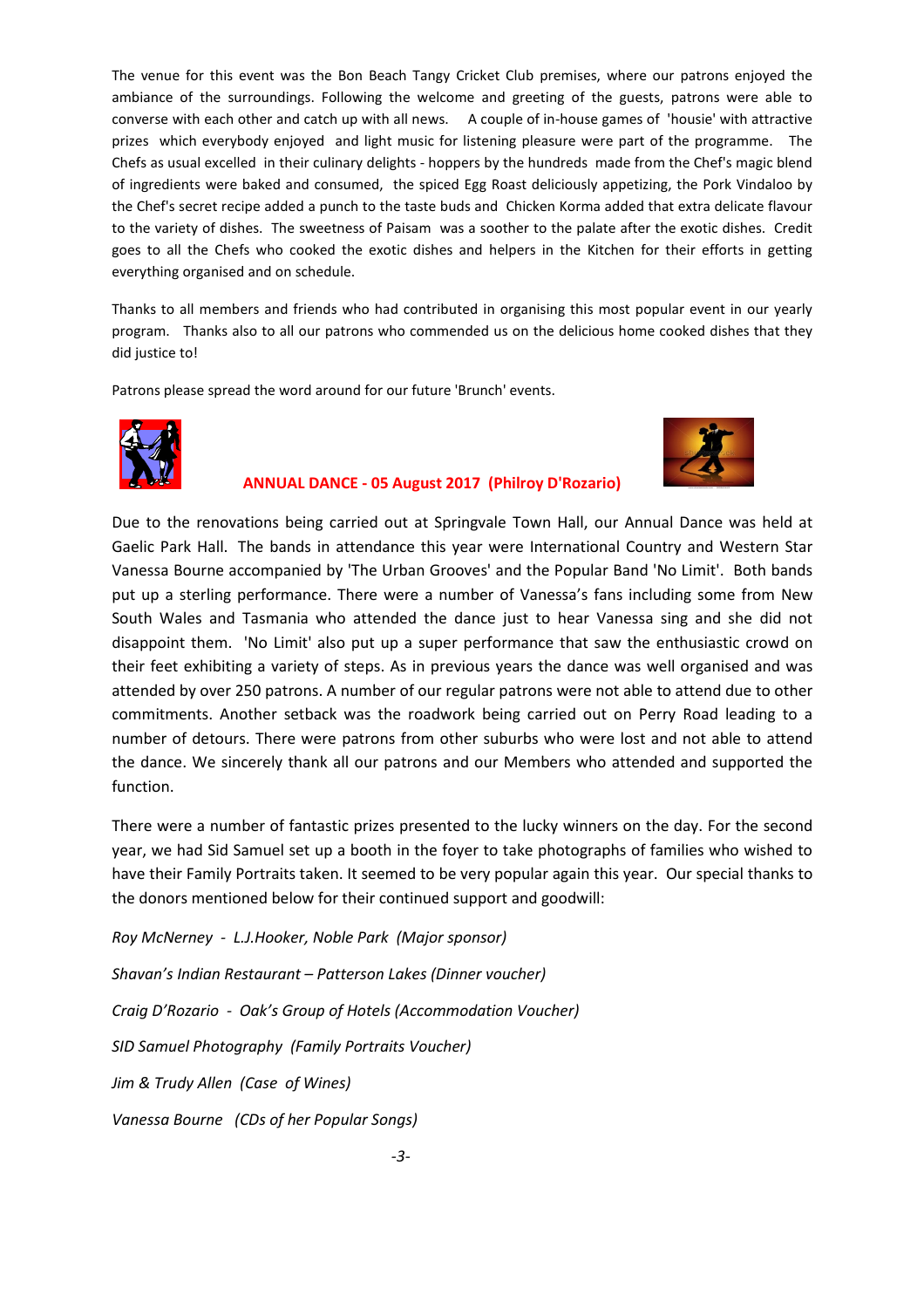The venue for this event was the Bon Beach Tangy Cricket Club premises, where our patrons enjoyed the ambiance of the surroundings. Following the welcome and greeting of the guests, patrons were able to converse with each other and catch up with all news. A couple of in-house games of 'housie' with attractive prizes which everybody enjoyed and light music for listening pleasure were part of the programme. The Chefs as usual excelled in their culinary delights - hoppers by the hundreds made from the Chef's magic blend of ingredients were baked and consumed, the spiced Egg Roast deliciously appetizing, the Pork Vindaloo by the Chef's secret recipe added a punch to the taste buds and Chicken Korma added that extra delicate flavour to the variety of dishes. The sweetness of Paisam was a soother to the palate after the exotic dishes. Credit goes to all the Chefs who cooked the exotic dishes and helpers in the Kitchen for their efforts in getting everything organised and on schedule.

Thanks to all members and friends who had contributed in organising this most popular event in our yearly program. Thanks also to all our patrons who commended us on the delicious home cooked dishes that they did justice to!

Patrons please spread the word around for our future 'Brunch' events.

## ANNUAL DANCE - 05 August 2017 (Philroy D'Rozario)

Due to the renovations being carried out at Springvale Town Hall, our Annual Dance was held at Gaelic Park Hall. The bands in attendance this year were International Country and Western Star Vanessa Bourne accompanied by 'The Urban Grooves' and the Popular Band 'No Limit'. Both bands put up a sterling performance. There were a number of Vanessa's fans including some from New South Wales and Tasmania who attended the dance just to hear Vanessa sing and she did not disappoint them. 'No Limit' also put up a super performance that saw the enthusiastic crowd on their feet exhibiting a variety of steps. As in previous years the dance was well organised and was attended by over 250 patrons. A number of our regular patrons were not able to attend due to other commitments. Another setback was the roadwork being carried out on Perry Road leading to a number of detours. There were patrons from other suburbs who were lost and not able to attend the dance. We sincerely thank all our patrons and our Members who attended and supported the function.

There were a number of fantastic prizes presented to the lucky winners on the day. For the second year, we had Sid Samuel set up a booth in the foyer to take photographs of families who wished to have their Family Portraits taken. It seemed to be very popular again this year. Our special thanks to the donors mentioned below for their continued support and goodwill:

*Roy McNerney - L.J.Hooker, Noble Park (Major sponsor)*

*Shavan's Indian Restaurant – Patterson Lakes (Dinner voucher)*

*Craig D'Rozario - Oak's Group of Hotels (Accommodation Voucher)*

*SID Samuel Photography (Family Portraits Voucher)*

*Jim & Trudy Allen (Case of Wines)*

*Vanessa Bourne (CDs of her Popular Songs)*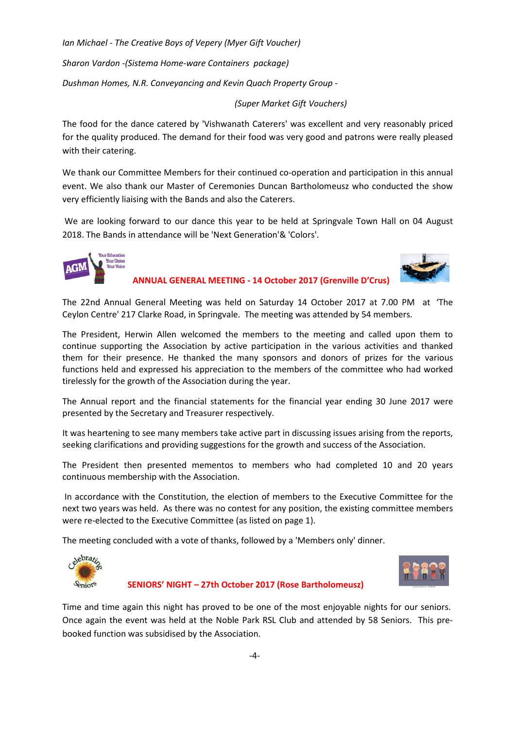*Ian Michael - The Creative Boys of Vepery (Myer Gift Voucher)*

*Sharon Vardon -(Sistema Home-ware Containers package)*

*Dushman Homes, N.R. Conveyancing and Kevin Quach Property Group -*

*(Super Market Gift Vouchers)*

The food for the dance catered by 'Vishwanath Caterers' was excellent and very reasonably priced for the quality produced. The demand for their food was very good and patrons were really pleased with their catering.

We thank our Committee Members for their continued co-operation and participation in this annual event. We also thank our Master of Ceremonies Duncan Bartholomeusz who conducted the show very efficiently liaising with the Bands and also the Caterers.

We are looking forward to our dance this year to be held at Springvale Town Hall on 04 August 2018. The Bands in attendance will be 'Next Generation'& 'Colors'.

## ANNUAL GENERAL MEETING - 14 October 2017 (Grenville D'Crus)

The 22nd Annual General Meeting was held on Saturday 14 October 2017 at 7.00 PM at 'The Ceylon Centre' 217 Clarke Road, in Springvale. The meeting was attended by 54 members.

The President, Herwin Allen welcomed the members to the meeting and called upon them to continue supporting the Association by active participation in the various activities and thanked them for their presence. He thanked the many sponsors and donors of prizes for the various functions held and expressed his appreciation to the members of the committee who had worked tirelessly for the growth of the Association during the year.

The Annual report and the financial statements for the financial year ending 30 June 2017 were presented by the Secretary and Treasurer respectively.

It was heartening to see many members take active part in discussing issues arising from the reports, seeking clarifications and providing suggestions for the growth and success of the Association.

The President then presented mementos to members who had completed 10 and 20 years continuous membership with the Association.

In accordance with the Constitution, the election of members to the Executive Committee for the next two years was held. As there was no contest for any position, the existing committee members were re-elected to the Executive Committee (as listed on page 1).

The meeting concluded with a vote of thanks, followed by a 'Members only' dinner.

## SENIORS' NIGHT – 27th October 2017 (Rose Bartholomeusz)

Time and time again this night has proved to be one of the most enjoyable nights for our seniors. Once again the event was held at the Noble Park RSL Club and attended by 58 Seniors. This pre-booked function was subsidised by the Association.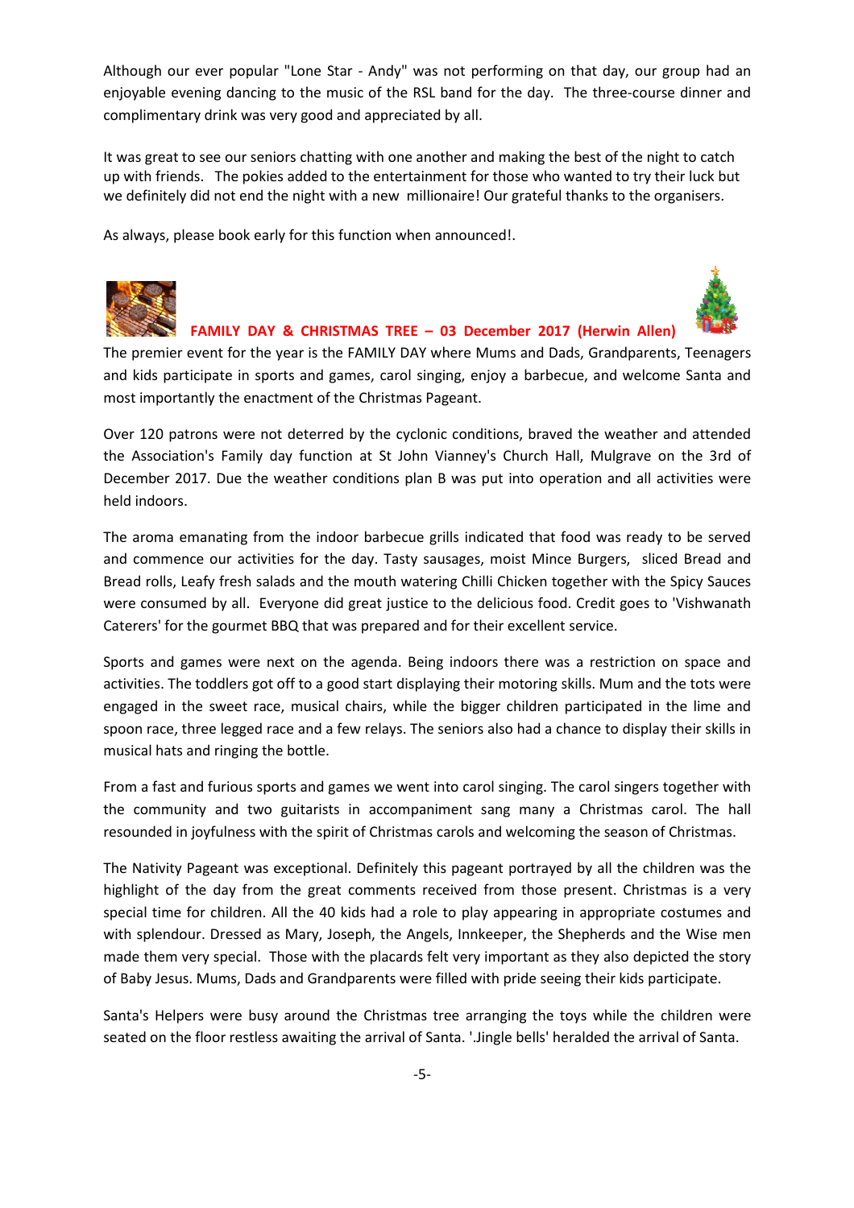Although our ever popular "Lone Star - Andy" was not performing on that day, our group had an enjoyable evening dancing to the music of the RSL band for the day. The three-course dinner and complimentary drink was very good and appreciated by all.

It was great to see our seniors chatting with one another and making the best of the night to catch up with friends. The pokies added to the entertainment for those who wanted to try their luck but we definitely did not end the night with a new millionaire! Our grateful thanks to the organisers.

As always, please book early for this function when announced!.

## FAMILY DAY & CHRISTMAS TREE – 03 December 2017 (Herwin Allen)

The premier event for the year is the FAMILY DAY where Mums and Dads, Grandparents, Teenagers and kids participate in sports and games, carol singing, enjoy a barbecue, and welcome Santa and most importantly the enactment of the Christmas Pageant.

Over 120 patrons were not deterred by the cyclonic conditions, braved the weather and attended the Association's Family day function at St John Vianney's Church Hall, Mulgrave on the 3rd of December 2017. Due the weather conditions plan B was put into operation and all activities were held indoors.

The aroma emanating from the indoor barbecue grills indicated that food was ready to be served and commence our activities for the day. Tasty sausages, moist Mince Burgers, sliced Bread and Bread rolls, Leafy fresh salads and the mouth watering Chilli Chicken together with the Spicy Sauces were consumed by all. Everyone did great justice to the delicious food. Credit goes to 'Vishwanath Caterers' for the gourmet BBQ that was prepared and for their excellent service.

Sports and games were next on the agenda. Being indoors there was a restriction on space and activities. The toddlers got off to a good start displaying their motoring skills. Mum and the tots were engaged in the sweet race, musical chairs, while the bigger children participated in the lime and spoon race, three legged race and a few relays. The seniors also had a chance to display their skills in musical hats and ringing the bottle.

From a fast and furious sports and games we went into carol singing. The carol singers together with the community and two guitarists in accompaniment sang many a Christmas carol. The hall resounded in joyfulness with the spirit of Christmas carols and welcoming the season of Christmas.

The Nativity Pageant was exceptional. Definitely this pageant portrayed by all the children was the highlight of the day from the great comments received from those present. Christmas is a very special time for children. All the 40 kids had a role to play appearing in appropriate costumes and with splendour. Dressed as Mary, Joseph, the Angels, Innkeeper, the Shepherds and the Wise men made them very special. Those with the placards felt very important as they also depicted the story of Baby Jesus. Mums, Dads and Grandparents were filled with pride seeing their kids participate.

Santa's Helpers were busy around the Christmas tree arranging the toys while the children were seated on the floor restless awaiting the arrival of Santa. '.Jingle bells' heralded the arrival of Santa.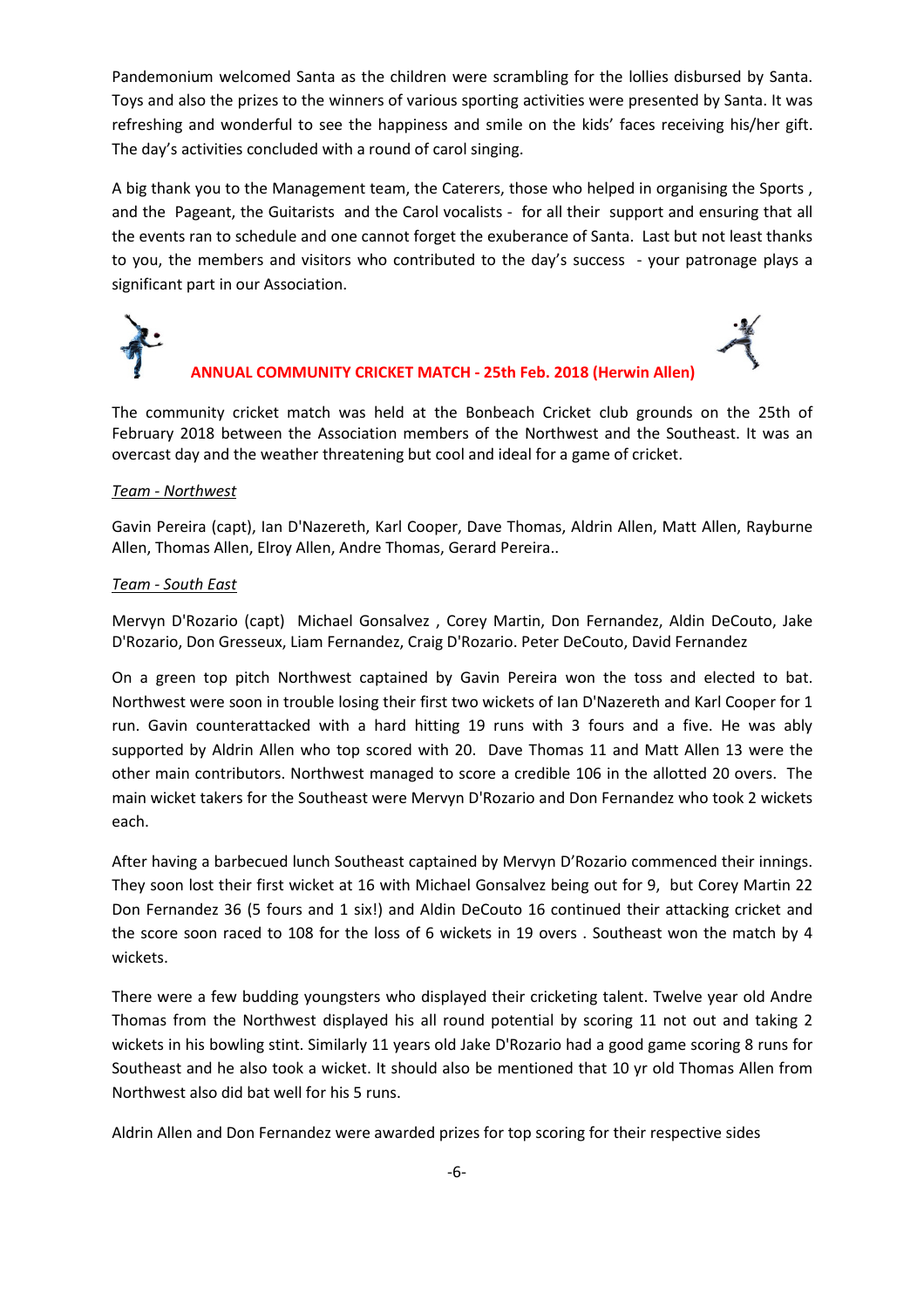Pandemonium welcomed Santa as the children were scrambling for the lollies disbursed by Santa. Toys and also the prizes to the winners of various sporting activities were presented by Santa. It was refreshing and wonderful to see the happiness and smile on the kids' faces receiving his/her gift. The day's activities concluded with a round of carol singing.

A big thank you to the Management team, the Caterers, those who helped in organising the Sports , and the Pageant, the Guitarists and the Carol vocalists - for all their support and ensuring that all the events ran to schedule and one cannot forget the exuberance of Santa. Last but not least thanks to you, the members and visitors who contributed to the day's success - your patronage plays a significant part in our Association.

## ANNUAL COMMUNITY CRICKET MATCH - 25th Feb. 2018 (Herwin Allen)

The community cricket match was held at the Bonbeach Cricket club grounds on the 25th of February 2018 between the Association members of the Northwest and the Southeast. It was an overcast day and the weather threatening but cool and ideal for a game of cricket.

*Team - Northwest*

Gavin Pereira (capt), Ian D'Nazereth, Karl Cooper, Dave Thomas, Aldrin Allen, Matt Allen, Rayburne Allen, Thomas Allen, Elroy Allen, Andre Thomas, Gerard Pereira..

*Team - South East*

Mervyn D'Rozario (capt) Michael Gonsalvez , Corey Martin, Don Fernandez, Aldin DeCouto, Jake D'Rozario, Don Gresseux, Liam Fernandez, Craig D'Rozario. Peter DeCouto, David Fernandez

On a green top pitch Northwest captained by Gavin Pereira won the toss and elected to bat. Northwest were soon in trouble losing their first two wickets of Ian D'Nazereth and Karl Cooper for 1 run. Gavin counterattacked with a hard hitting 19 runs with 3 fours and a five. He was ably supported by Aldrin Allen who top scored with 20. Dave Thomas 11 and Matt Allen 13 were the other main contributors. Northwest managed to score a credible 106 in the allotted 20 overs. The main wicket takers for the Southeast were Mervyn D'Rozario and Don Fernandez who took 2 wickets each.

After having a barbecued lunch Southeast captained by Mervyn D'Rozario commenced their innings. They soon lost their first wicket at 16 with Michael Gonsalvez being out for 9, but Corey Martin 22 Don Fernandez 36 (5 fours and 1 six!) and Aldin DeCouto 16 continued their attacking cricket and the score soon raced to 108 for the loss of 6 wickets in 19 overs . Southeast won the match by 4 wickets.

There were a few budding youngsters who displayed their cricketing talent. Twelve year old Andre Thomas from the Northwest displayed his all round potential by scoring 11 not out and taking 2 wickets in his bowling stint. Similarly 11 years old Jake D'Rozario had a good game scoring 8 runs for Southeast and he also took a wicket. It should also be mentioned that 10 yr old Thomas Allen from Northwest also did bat well for his 5 runs.

Aldrin Allen and Don Fernandez were awarded prizes for top scoring for their respective sides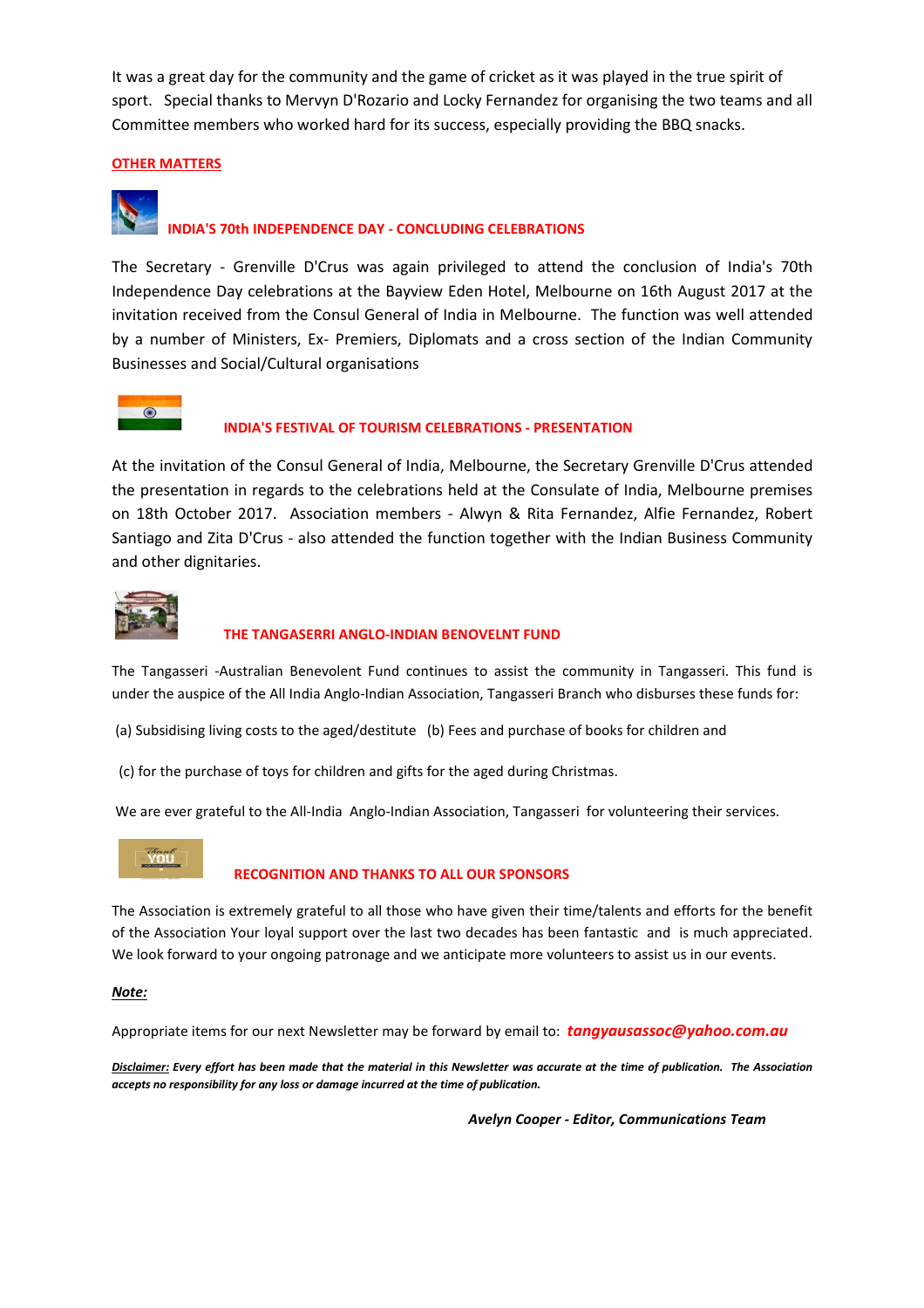It was a great day for the community and the game of cricket as it was played in the true spirit of sport. Special thanks to Mervyn D'Rozario and Locky Fernandez for organising the two teams and all Committee members who worked hard for its success, especially providing the BBQ snacks.

**OTHER MATTERS**

### INDIA'S 70th INDEPENDENCE DAY - CONCLUDING CELEBRATIONS

The Secretary - Grenville D'Crus was again privileged to attend the conclusion of India's 70th Independence Day celebrations at the Bayview Eden Hotel, Melbourne on 16th August 2017 at the invitation received from the Consul General of India in Melbourne. The function was well attended by a number of Ministers, Ex- Premiers, Diplomats and a cross section of the Indian Community Businesses and Social/Cultural organisations

### INDIA'S FESTIVAL OF TOURISM CELEBRATIONS - PRESENTATION

At the invitation of the Consul General of India, Melbourne, the Secretary Grenville D'Crus attended the presentation in regards to the celebrations held at the Consulate of India, Melbourne premises on 18th October 2017. Association members - Alwyn & Rita Fernandez, Alfie Fernandez, Robert Santiago and Zita D'Crus - also attended the function together with the Indian Business Community and other dignitaries.

### THE TANGASERRI ANGLO-INDIAN BENOVELNT FUND

The Tangasseri -Australian Benevolent Fund continues to assist the community in Tangasseri. This fund is under the auspice of the All India Anglo-Indian Association, Tangasseri Branch who disburses these funds for:

(a) Subsidising living costs to the aged/destitute (b) Fees and purchase of books for children and

(c) for the purchase of toys for children and gifts for the aged during Christmas.

We are ever grateful to the All-India Anglo-Indian Association, Tangasseri for volunteering their services.

### RECOGNITION AND THANKS TO ALL OUR SPONSORS

The Association is extremely grateful to all those who have given their time/talents and efforts for the benefit of the Association Your loyal support over the last two decades has been fantastic and is much appreciated. We look forward to your ongoing patronage and we anticipate more volunteers to assist us in our events.

***Note:***

Appropriate items for our next Newsletter may be forward by email to: ***tangyausassoc@yahoo.com.au***

***Disclaimer:*** ***Every effort has been made that the material in this Newsletter was accurate at the time of publication. The Association accepts no responsibility for any loss or damage incurred at the time of publication.***

***Avelyn Cooper - Editor, Communications Team***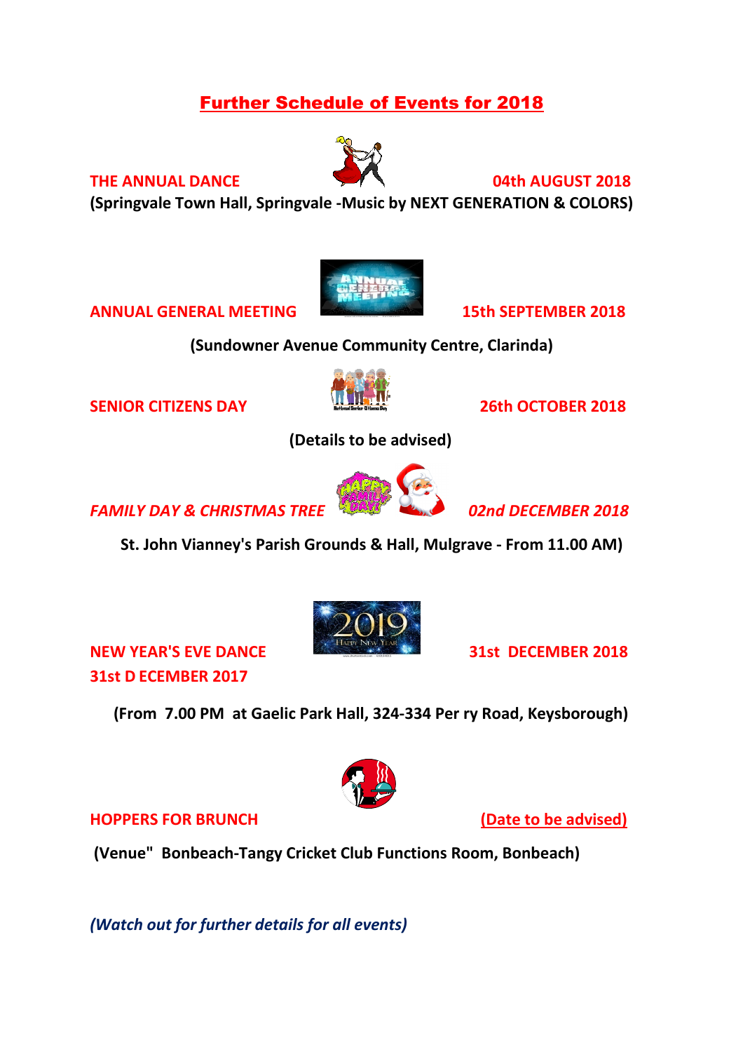# Further Schedule of Events for 2018

**THE ANNUAL DANCE** **04th AUGUST 2018**

**(Springvale Town Hall, Springvale -Music by NEXT GENERATION & COLORS)**

**ANNUAL GENERAL MEETING** **15th SEPTEMBER 2018**

**(Sundowner Avenue Community Centre, Clarinda)**

**SENIOR CITIZENS DAY** **26th OCTOBER 2018**

**(Details to be advised)**

***FAMILY DAY & CHRISTMAS TREE*** ***02nd DECEMBER 2018***

**St. John Vianney's Parish Grounds & Hall, Mulgrave - From 11.00 AM)**

**NEW YEAR'S EVE DANCE** **31st DECEMBER 2018**

**31st D ECEMBER 2017**

**(From 7.00 PM at Gaelic Park Hall, 324-334 Per ry Road, Keysborough)**

**HOPPERS FOR BRUNCH** **(Date to be advised)**

**(Venue" Bonbeach-Tangy Cricket Club Functions Room, Bonbeach)**

***(Watch out for further details for all events)***